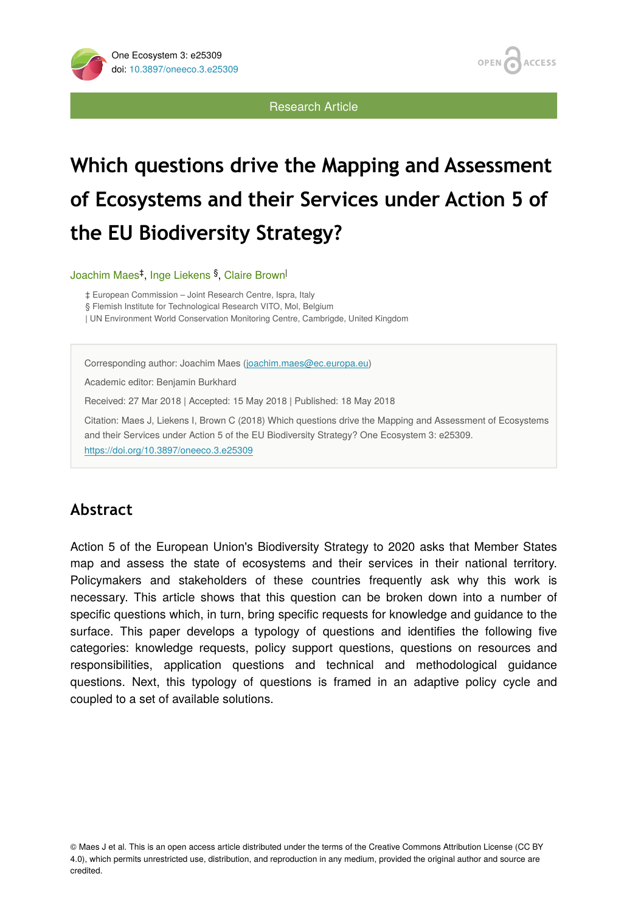Research Article

# Which questions drive the Mapping and Assessment of Ecosystems and their Services under Action 5 of the EU Biodiversity Strategy?

Joachim Maes[‡], Inge Liekens [§], Claire Brown[|]

‡ European Commission – Joint Research Centre, Ispra, Italy
§ Flemish Institute for Technological Research VITO, Mol, Belgium
| UN Environment World Conservation Monitoring Centre, Cambrigde, United Kingdom

Corresponding author: Joachim Maes (joachim.maes@ec.europa.eu)

Academic editor: Benjamin Burkhard

Received: 27 Mar 2018 | Accepted: 15 May 2018 | Published: 18 May 2018

Citation: Maes J, Liekens I, Brown C (2018) Which questions drive the Mapping and Assessment of Ecosystems and their Services under Action 5 of the EU Biodiversity Strategy? One Ecosystem 3: e25309. https://doi.org/10.3897/oneeco.3.e25309

## Abstract

Action 5 of the European Union's Biodiversity Strategy to 2020 asks that Member States map and assess the state of ecosystems and their services in their national territory. Policymakers and stakeholders of these countries frequently ask why this work is necessary. This article shows that this question can be broken down into a number of specific questions which, in turn, bring specific requests for knowledge and guidance to the surface. This paper develops a typology of questions and identifies the following five categories: knowledge requests, policy support questions, questions on resources and responsibilities, application questions and technical and methodological guidance questions. Next, this typology of questions is framed in an adaptive policy cycle and coupled to a set of available solutions.

© Maes J et al. This is an open access article distributed under the terms of the Creative Commons Attribution License (CC BY 4.0), which permits unrestricted use, distribution, and reproduction in any medium, provided the original author and source are credited.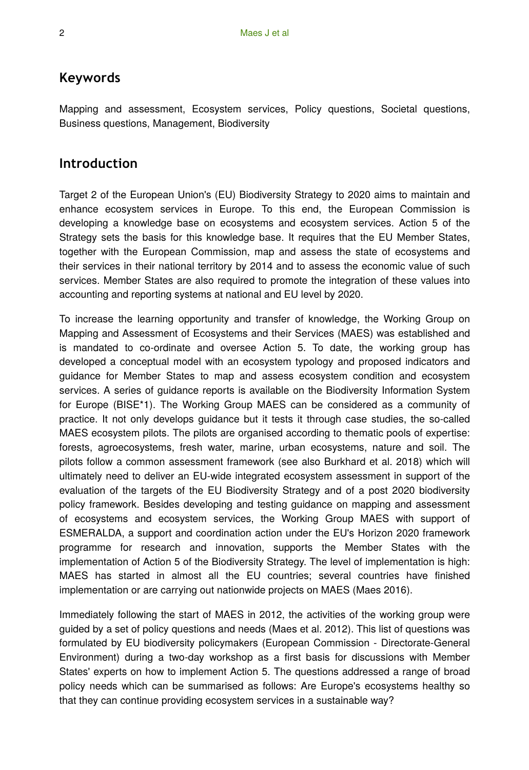## Keywords

Mapping and assessment, Ecosystem services, Policy questions, Societal questions, Business questions, Management, Biodiversity

## Introduction

Target 2 of the European Union's (EU) Biodiversity Strategy to 2020 aims to maintain and enhance ecosystem services in Europe. To this end, the European Commission is developing a knowledge base on ecosystems and ecosystem services. Action 5 of the Strategy sets the basis for this knowledge base. It requires that the EU Member States, together with the European Commission, map and assess the state of ecosystems and their services in their national territory by 2014 and to assess the economic value of such services. Member States are also required to promote the integration of these values into accounting and reporting systems at national and EU level by 2020.

To increase the learning opportunity and transfer of knowledge, the Working Group on Mapping and Assessment of Ecosystems and their Services (MAES) was established and is mandated to co-ordinate and oversee Action 5. To date, the working group has developed a conceptual model with an ecosystem typology and proposed indicators and guidance for Member States to map and assess ecosystem condition and ecosystem services. A series of guidance reports is available on the Biodiversity Information System for Europe (BISE*1). The Working Group MAES can be considered as a community of practice. It not only develops guidance but it tests it through case studies, the so-called MAES ecosystem pilots. The pilots are organised according to thematic pools of expertise: forests, agroecosystems, fresh water, marine, urban ecosystems, nature and soil. The pilots follow a common assessment framework (see also Burkhard et al. 2018) which will ultimately need to deliver an EU-wide integrated ecosystem assessment in support of the evaluation of the targets of the EU Biodiversity Strategy and of a post 2020 biodiversity policy framework. Besides developing and testing guidance on mapping and assessment of ecosystems and ecosystem services, the Working Group MAES with support of ESMERALDA, a support and coordination action under the EU's Horizon 2020 framework programme for research and innovation, supports the Member States with the implementation of Action 5 of the Biodiversity Strategy. The level of implementation is high: MAES has started in almost all the EU countries; several countries have finished implementation or are carrying out nationwide projects on MAES (Maes 2016).

Immediately following the start of MAES in 2012, the activities of the working group were guided by a set of policy questions and needs (Maes et al. 2012). This list of questions was formulated by EU biodiversity policymakers (European Commission - Directorate-General Environment) during a two-day workshop as a first basis for discussions with Member States' experts on how to implement Action 5. The questions addressed a range of broad policy needs which can be summarised as follows: Are Europe's ecosystems healthy so that they can continue providing ecosystem services in a sustainable way?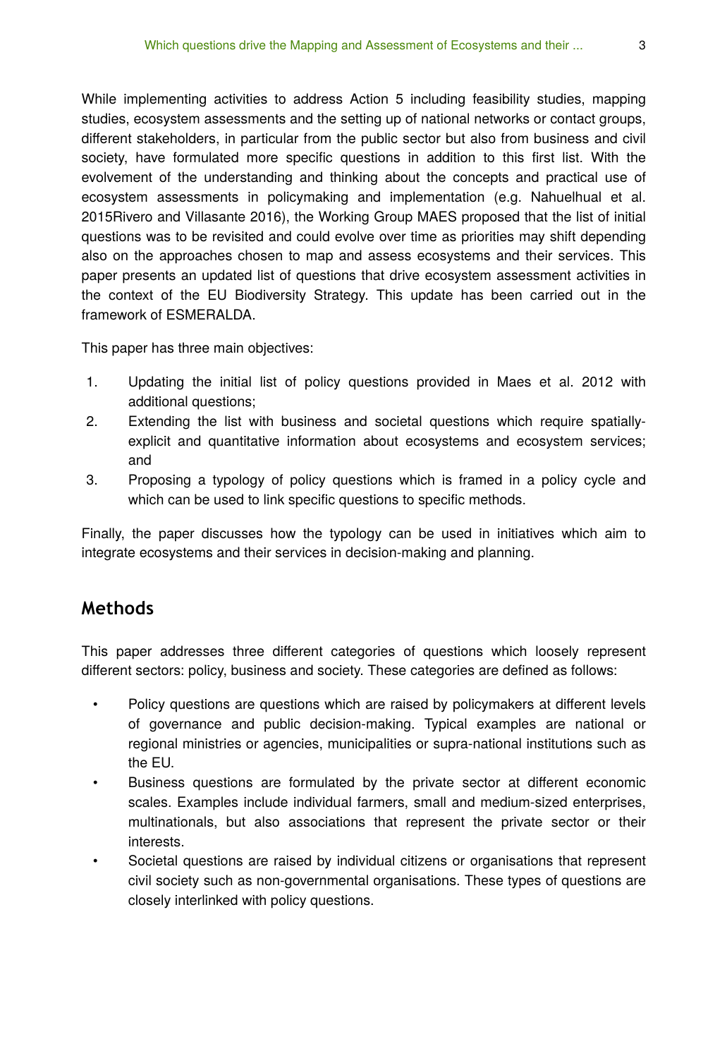While implementing activities to address Action 5 including feasibility studies, mapping studies, ecosystem assessments and the setting up of national networks or contact groups, different stakeholders, in particular from the public sector but also from business and civil society, have formulated more specific questions in addition to this first list. With the evolvement of the understanding and thinking about the concepts and practical use of ecosystem assessments in policymaking and implementation (e.g. Nahuelhual et al. 2015Rivero and Villasante 2016), the Working Group MAES proposed that the list of initial questions was to be revisited and could evolve over time as priorities may shift depending also on the approaches chosen to map and assess ecosystems and their services. This paper presents an updated list of questions that drive ecosystem assessment activities in the context of the EU Biodiversity Strategy. This update has been carried out in the framework of ESMERALDA.

This paper has three main objectives:

1. Updating the initial list of policy questions provided in Maes et al. 2012 with additional questions;
2. Extending the list with business and societal questions which require spatially-explicit and quantitative information about ecosystems and ecosystem services; and
3. Proposing a typology of policy questions which is framed in a policy cycle and which can be used to link specific questions to specific methods.

Finally, the paper discusses how the typology can be used in initiatives which aim to integrate ecosystems and their services in decision-making and planning.

## Methods

This paper addresses three different categories of questions which loosely represent different sectors: policy, business and society. These categories are defined as follows:

- Policy questions are questions which are raised by policymakers at different levels of governance and public decision-making. Typical examples are national or regional ministries or agencies, municipalities or supra-national institutions such as the EU.
- Business questions are formulated by the private sector at different economic scales. Examples include individual farmers, small and medium-sized enterprises, multinationals, but also associations that represent the private sector or their interests.
- Societal questions are raised by individual citizens or organisations that represent civil society such as non-governmental organisations. These types of questions are closely interlinked with policy questions.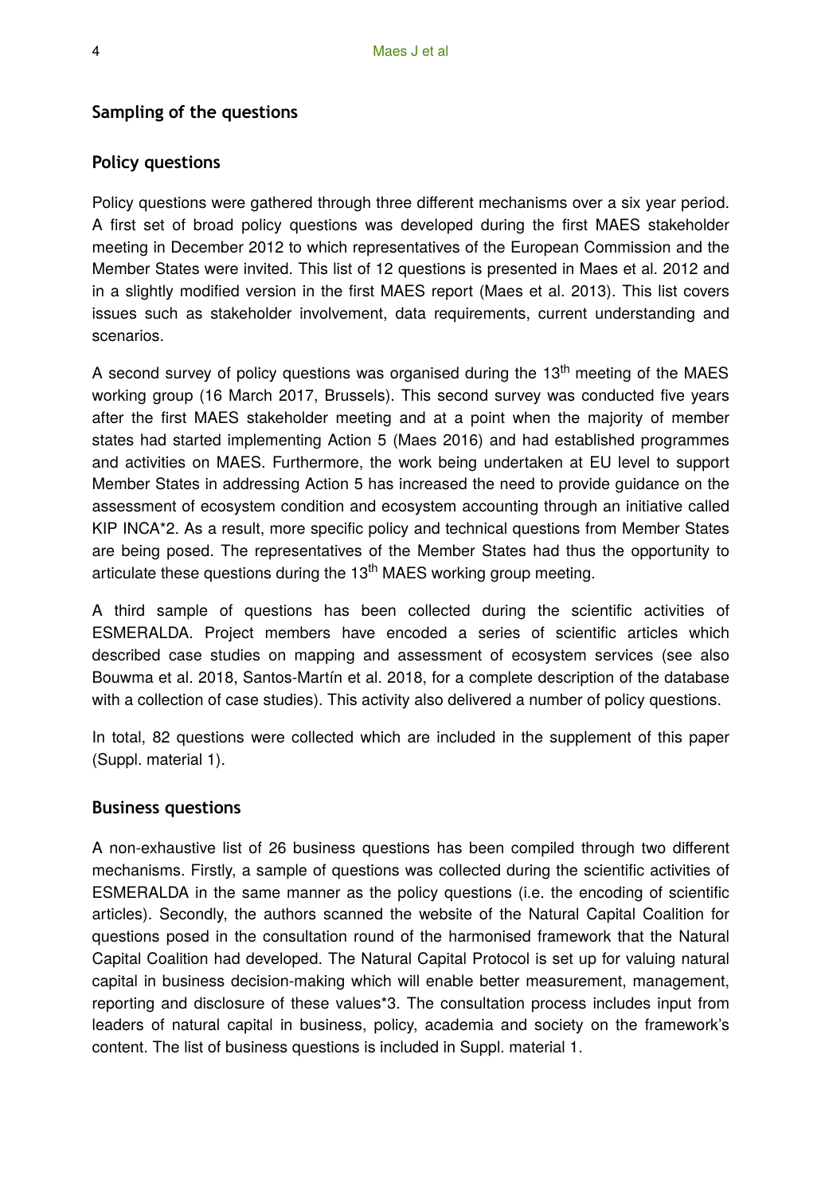## Sampling of the questions

### Policy questions

Policy questions were gathered through three different mechanisms over a six year period. A first set of broad policy questions was developed during the first MAES stakeholder meeting in December 2012 to which representatives of the European Commission and the Member States were invited. This list of 12 questions is presented in Maes et al. 2012 and in a slightly modified version in the first MAES report (Maes et al. 2013). This list covers issues such as stakeholder involvement, data requirements, current understanding and scenarios.

A second survey of policy questions was organised during the 13th meeting of the MAES working group (16 March 2017, Brussels). This second survey was conducted five years after the first MAES stakeholder meeting and at a point when the majority of member states had started implementing Action 5 (Maes 2016) and had established programmes and activities on MAES. Furthermore, the work being undertaken at EU level to support Member States in addressing Action 5 has increased the need to provide guidance on the assessment of ecosystem condition and ecosystem accounting through an initiative called KIP INCA*2. As a result, more specific policy and technical questions from Member States are being posed. The representatives of the Member States had thus the opportunity to articulate these questions during the 13th MAES working group meeting.

A third sample of questions has been collected during the scientific activities of ESMERALDA. Project members have encoded a series of scientific articles which described case studies on mapping and assessment of ecosystem services (see also Bouwma et al. 2018, Santos-Martín et al. 2018, for a complete description of the database with a collection of case studies). This activity also delivered a number of policy questions.

In total, 82 questions were collected which are included in the supplement of this paper (Suppl. material 1).

### Business questions

A non-exhaustive list of 26 business questions has been compiled through two different mechanisms. Firstly, a sample of questions was collected during the scientific activities of ESMERALDA in the same manner as the policy questions (i.e. the encoding of scientific articles). Secondly, the authors scanned the website of the Natural Capital Coalition for questions posed in the consultation round of the harmonised framework that the Natural Capital Coalition had developed. The Natural Capital Protocol is set up for valuing natural capital in business decision-making which will enable better measurement, management, reporting and disclosure of these values*3. The consultation process includes input from leaders of natural capital in business, policy, academia and society on the framework's content. The list of business questions is included in Suppl. material 1.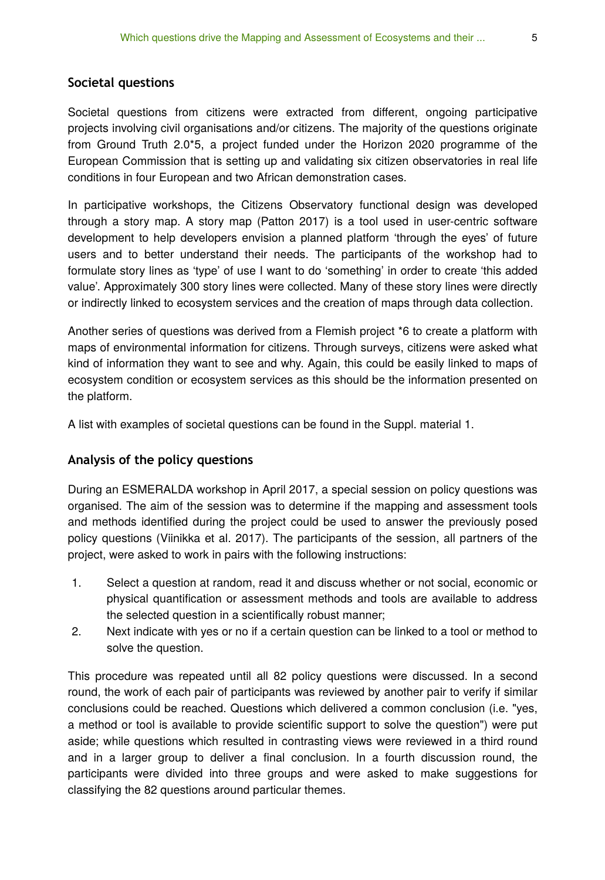## Societal questions

Societal questions from citizens were extracted from different, ongoing participative projects involving civil organisations and/or citizens. The majority of the questions originate from Ground Truth 2.0*5, a project funded under the Horizon 2020 programme of the European Commission that is setting up and validating six citizen observatories in real life conditions in four European and two African demonstration cases.

In participative workshops, the Citizens Observatory functional design was developed through a story map. A story map (Patton 2017) is a tool used in user-centric software development to help developers envision a planned platform 'through the eyes' of future users and to better understand their needs. The participants of the workshop had to formulate story lines as 'type' of use I want to do 'something' in order to create 'this added value'. Approximately 300 story lines were collected. Many of these story lines were directly or indirectly linked to ecosystem services and the creation of maps through data collection.

Another series of questions was derived from a Flemish project *6 to create a platform with maps of environmental information for citizens. Through surveys, citizens were asked what kind of information they want to see and why. Again, this could be easily linked to maps of ecosystem condition or ecosystem services as this should be the information presented on the platform.

A list with examples of societal questions can be found in the Suppl. material 1.

## Analysis of the policy questions

During an ESMERALDA workshop in April 2017, a special session on policy questions was organised. The aim of the session was to determine if the mapping and assessment tools and methods identified during the project could be used to answer the previously posed policy questions (Viinikka et al. 2017). The participants of the session, all partners of the project, were asked to work in pairs with the following instructions:

1. Select a question at random, read it and discuss whether or not social, economic or physical quantification or assessment methods and tools are available to address the selected question in a scientifically robust manner;
2. Next indicate with yes or no if a certain question can be linked to a tool or method to solve the question.

This procedure was repeated until all 82 policy questions were discussed. In a second round, the work of each pair of participants was reviewed by another pair to verify if similar conclusions could be reached. Questions which delivered a common conclusion (i.e. "yes, a method or tool is available to provide scientific support to solve the question") were put aside; while questions which resulted in contrasting views were reviewed in a third round and in a larger group to deliver a final conclusion. In a fourth discussion round, the participants were divided into three groups and were asked to make suggestions for classifying the 82 questions around particular themes.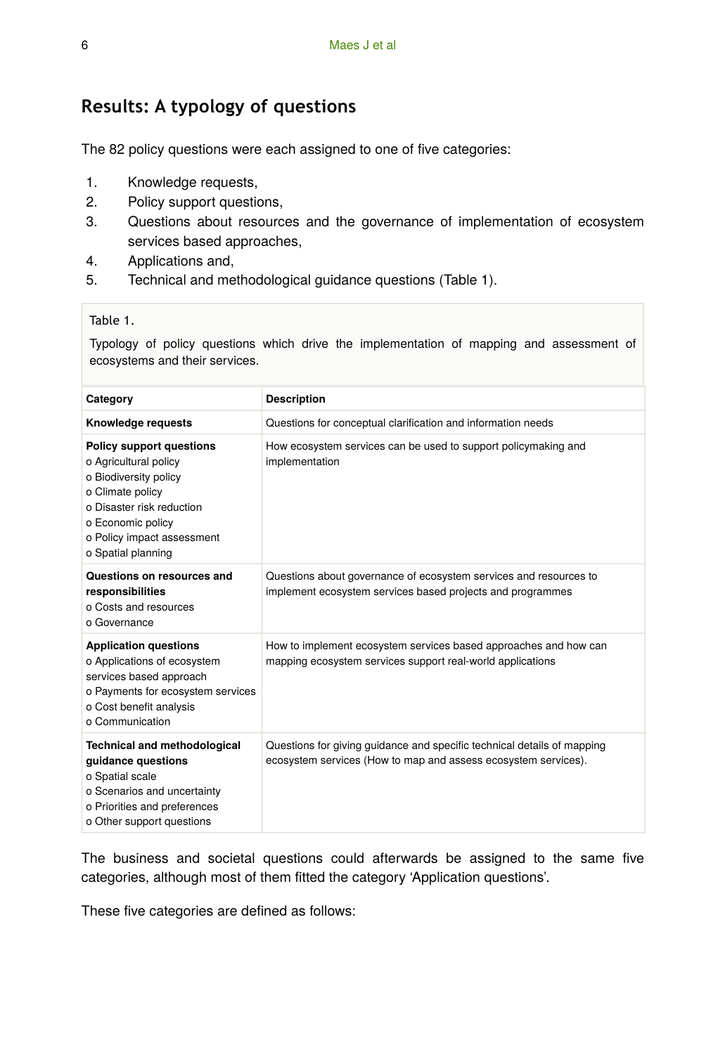## Results: A typology of questions

The 82 policy questions were each assigned to one of five categories:

1. Knowledge requests,
2. Policy support questions,
3. Questions about resources and the governance of implementation of ecosystem services based approaches,
4. Applications and,
5. Technical and methodological guidance questions (Table 1).

Table 1.

Typology of policy questions which drive the implementation of mapping and assessment of ecosystems and their services.

| Category | Description |
| --- | --- |
| **Knowledge requests** | Questions for conceptual clarification and information needs |
| **Policy support questions**<br>o Agricultural policy<br>o Biodiversity policy<br>o Climate policy<br>o Disaster risk reduction<br>o Economic policy<br>o Policy impact assessment<br>o Spatial planning | How ecosystem services can be used to support policymaking and implementation |
| **Questions on resources and responsibilities**<br>o Costs and resources<br>o Governance | Questions about governance of ecosystem services and resources to implement ecosystem services based projects and programmes |
| **Application questions**<br>o Applications of ecosystem services based approach<br>o Payments for ecosystem services<br>o Cost benefit analysis<br>o Communication | How to implement ecosystem services based approaches and how can mapping ecosystem services support real-world applications |
| **Technical and methodological guidance questions**<br>o Spatial scale<br>o Scenarios and uncertainty<br>o Priorities and preferences<br>o Other support questions | Questions for giving guidance and specific technical details of mapping ecosystem services (How to map and assess ecosystem services). |

The business and societal questions could afterwards be assigned to the same five categories, although most of them fitted the category 'Application questions'.

These five categories are defined as follows: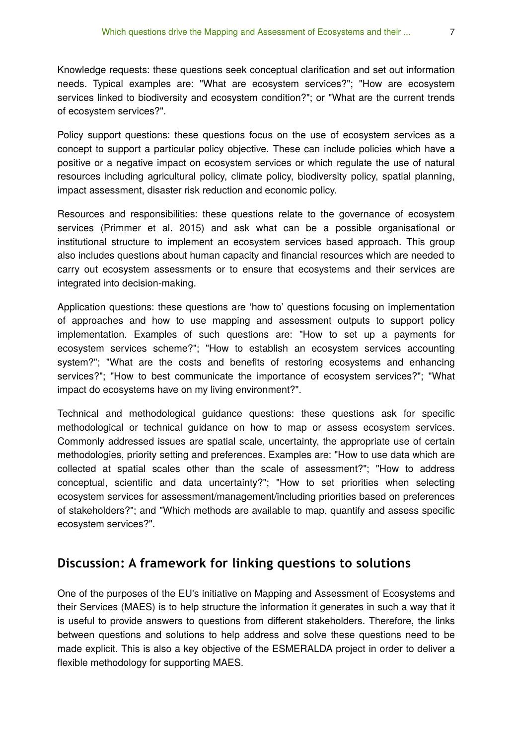Knowledge requests: these questions seek conceptual clarification and set out information needs. Typical examples are: "What are ecosystem services?"; "How are ecosystem services linked to biodiversity and ecosystem condition?"; or "What are the current trends of ecosystem services?".

Policy support questions: these questions focus on the use of ecosystem services as a concept to support a particular policy objective. These can include policies which have a positive or a negative impact on ecosystem services or which regulate the use of natural resources including agricultural policy, climate policy, biodiversity policy, spatial planning, impact assessment, disaster risk reduction and economic policy.

Resources and responsibilities: these questions relate to the governance of ecosystem services (Primmer et al. 2015) and ask what can be a possible organisational or institutional structure to implement an ecosystem services based approach. This group also includes questions about human capacity and financial resources which are needed to carry out ecosystem assessments or to ensure that ecosystems and their services are integrated into decision-making.

Application questions: these questions are 'how to' questions focusing on implementation of approaches and how to use mapping and assessment outputs to support policy implementation. Examples of such questions are: "How to set up a payments for ecosystem services scheme?"; "How to establish an ecosystem services accounting system?"; "What are the costs and benefits of restoring ecosystems and enhancing services?"; "How to best communicate the importance of ecosystem services?"; "What impact do ecosystems have on my living environment?".

Technical and methodological guidance questions: these questions ask for specific methodological or technical guidance on how to map or assess ecosystem services. Commonly addressed issues are spatial scale, uncertainty, the appropriate use of certain methodologies, priority setting and preferences. Examples are: "How to use data which are collected at spatial scales other than the scale of assessment?"; "How to address conceptual, scientific and data uncertainty?"; "How to set priorities when selecting ecosystem services for assessment/management/including priorities based on preferences of stakeholders?"; and "Which methods are available to map, quantify and assess specific ecosystem services?".

## Discussion: A framework for linking questions to solutions

One of the purposes of the EU's initiative on Mapping and Assessment of Ecosystems and their Services (MAES) is to help structure the information it generates in such a way that it is useful to provide answers to questions from different stakeholders. Therefore, the links between questions and solutions to help address and solve these questions need to be made explicit. This is also a key objective of the ESMERALDA project in order to deliver a flexible methodology for supporting MAES.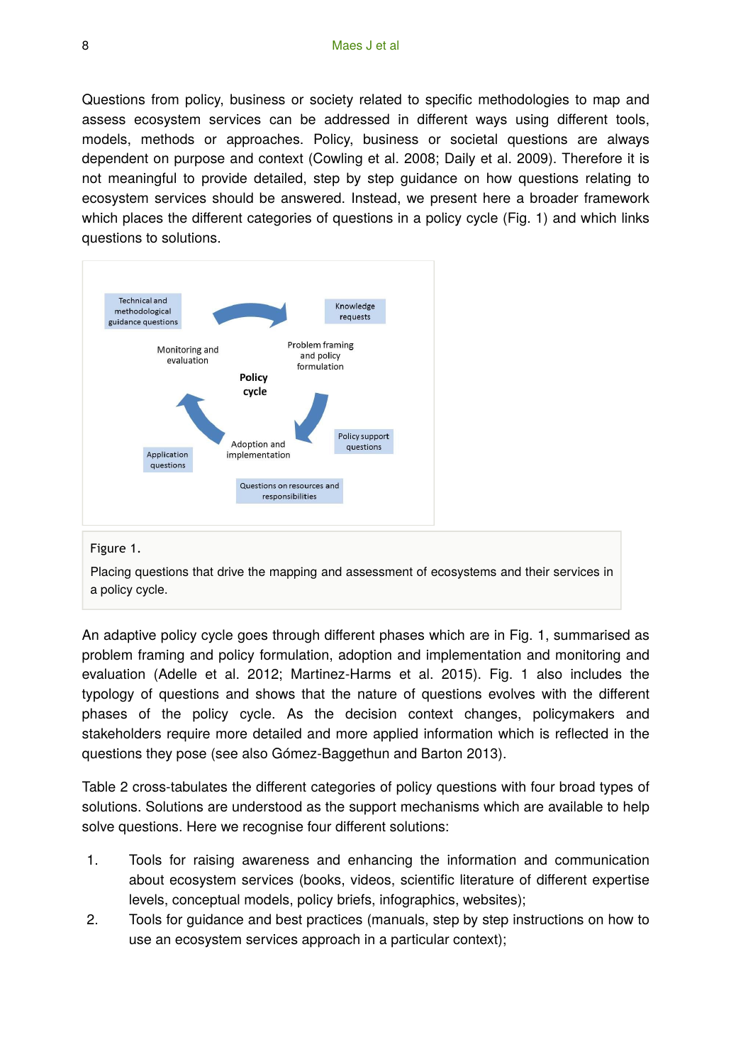Questions from policy, business or society related to specific methodologies to map and assess ecosystem services can be addressed in different ways using different tools, models, methods or approaches. Policy, business or societal questions are always dependent on purpose and context (Cowling et al. 2008; Daily et al. 2009). Therefore it is not meaningful to provide detailed, step by step guidance on how questions relating to ecosystem services should be answered. Instead, we present here a broader framework which places the different categories of questions in a policy cycle (Fig. 1) and which links questions to solutions.

Figure 1.

Placing questions that drive the mapping and assessment of ecosystems and their services in a policy cycle.

An adaptive policy cycle goes through different phases which are in Fig. 1, summarised as problem framing and policy formulation, adoption and implementation and monitoring and evaluation (Adelle et al. 2012; Martinez-Harms et al. 2015). Fig. 1 also includes the typology of questions and shows that the nature of questions evolves with the different phases of the policy cycle. As the decision context changes, policymakers and stakeholders require more detailed and more applied information which is reflected in the questions they pose (see also Gómez-Baggethun and Barton 2013).

Table 2 cross-tabulates the different categories of policy questions with four broad types of solutions. Solutions are understood as the support mechanisms which are available to help solve questions. Here we recognise four different solutions:

1. Tools for raising awareness and enhancing the information and communication about ecosystem services (books, videos, scientific literature of different expertise levels, conceptual models, policy briefs, infographics, websites);
2. Tools for guidance and best practices (manuals, step by step instructions on how to use an ecosystem services approach in a particular context);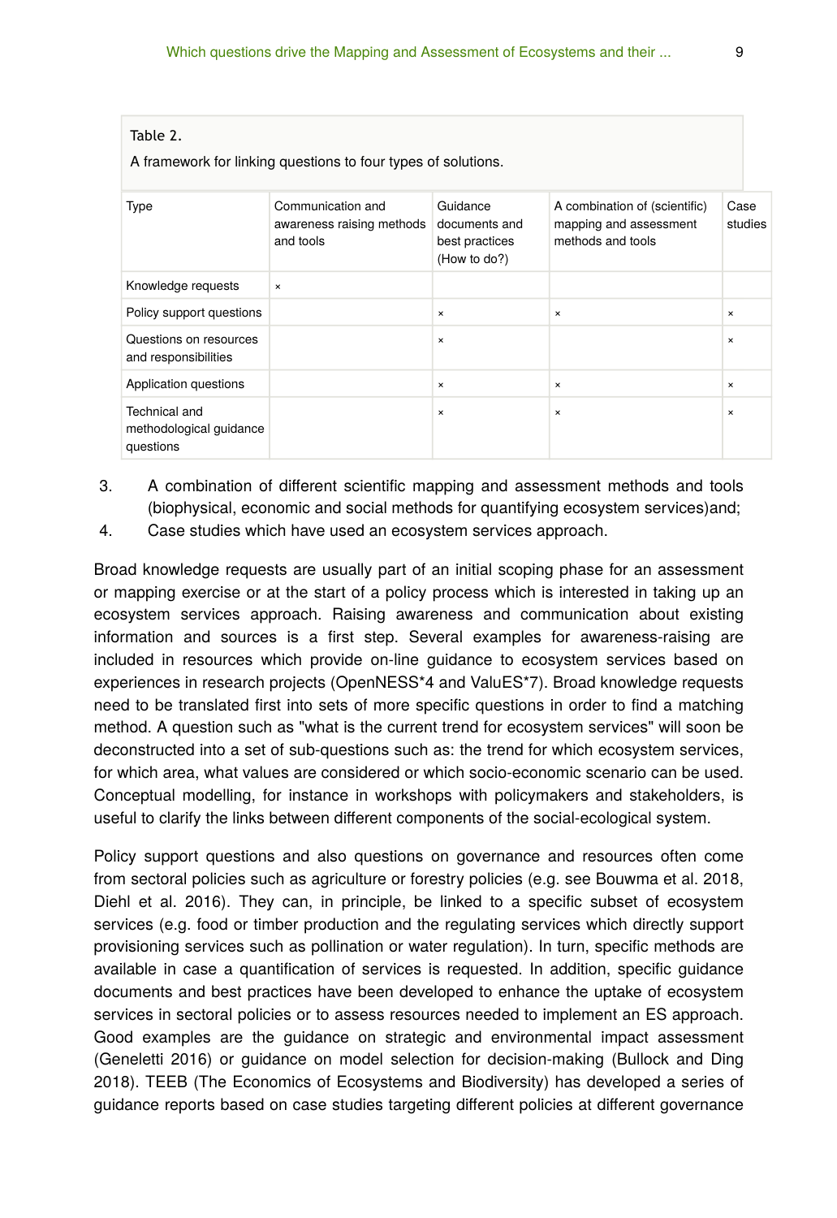Table 2.

A framework for linking questions to four types of solutions.

| Type | Communication and awareness raising methods and tools | Guidance documents and best practices (How to do?) | A combination of (scientific) mapping and assessment methods and tools | Case studies |
|---|---|---|---|---|
| Knowledge requests | × | | | |
| Policy support questions | | × | × | × |
| Questions on resources and responsibilities | | × | | × |
| Application questions | | × | × | × |
| Technical and methodological guidance questions | | × | × | × |

3. A combination of different scientific mapping and assessment methods and tools (biophysical, economic and social methods for quantifying ecosystem services)and;
4. Case studies which have used an ecosystem services approach.

Broad knowledge requests are usually part of an initial scoping phase for an assessment or mapping exercise or at the start of a policy process which is interested in taking up an ecosystem services approach. Raising awareness and communication about existing information and sources is a first step. Several examples for awareness-raising are included in resources which provide on-line guidance to ecosystem services based on experiences in research projects (OpenNESS*4 and ValuES*7). Broad knowledge requests need to be translated first into sets of more specific questions in order to find a matching method. A question such as "what is the current trend for ecosystem services" will soon be deconstructed into a set of sub-questions such as: the trend for which ecosystem services, for which area, what values are considered or which socio-economic scenario can be used. Conceptual modelling, for instance in workshops with policymakers and stakeholders, is useful to clarify the links between different components of the social-ecological system.

Policy support questions and also questions on governance and resources often come from sectoral policies such as agriculture or forestry policies (e.g. see Bouwma et al. 2018, Diehl et al. 2016). They can, in principle, be linked to a specific subset of ecosystem services (e.g. food or timber production and the regulating services which directly support provisioning services such as pollination or water regulation). In turn, specific methods are available in case a quantification of services is requested. In addition, specific guidance documents and best practices have been developed to enhance the uptake of ecosystem services in sectoral policies or to assess resources needed to implement an ES approach. Good examples are the guidance on strategic and environmental impact assessment (Geneletti 2016) or guidance on model selection for decision-making (Bullock and Ding 2018). TEEB (The Economics of Ecosystems and Biodiversity) has developed a series of guidance reports based on case studies targeting different policies at different governance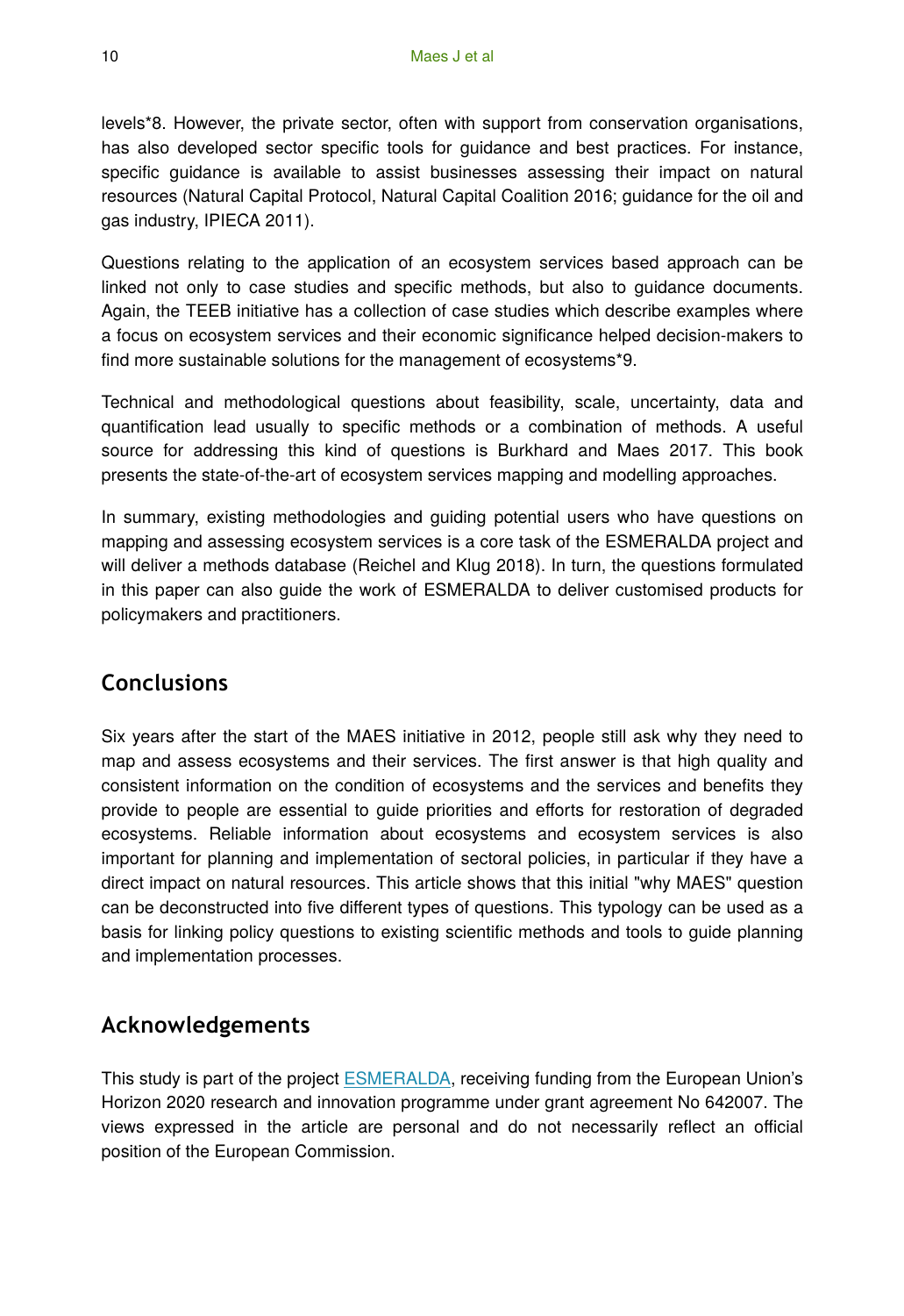levels*8. However, the private sector, often with support from conservation organisations, has also developed sector specific tools for guidance and best practices. For instance, specific guidance is available to assist businesses assessing their impact on natural resources (Natural Capital Protocol, Natural Capital Coalition 2016; guidance for the oil and gas industry, IPIECA 2011).

Questions relating to the application of an ecosystem services based approach can be linked not only to case studies and specific methods, but also to guidance documents. Again, the TEEB initiative has a collection of case studies which describe examples where a focus on ecosystem services and their economic significance helped decision-makers to find more sustainable solutions for the management of ecosystems*9.

Technical and methodological questions about feasibility, scale, uncertainty, data and quantification lead usually to specific methods or a combination of methods. A useful source for addressing this kind of questions is Burkhard and Maes 2017. This book presents the state-of-the-art of ecosystem services mapping and modelling approaches.

In summary, existing methodologies and guiding potential users who have questions on mapping and assessing ecosystem services is a core task of the ESMERALDA project and will deliver a methods database (Reichel and Klug 2018). In turn, the questions formulated in this paper can also guide the work of ESMERALDA to deliver customised products for policymakers and practitioners.

## Conclusions

Six years after the start of the MAES initiative in 2012, people still ask why they need to map and assess ecosystems and their services. The first answer is that high quality and consistent information on the condition of ecosystems and the services and benefits they provide to people are essential to guide priorities and efforts for restoration of degraded ecosystems. Reliable information about ecosystems and ecosystem services is also important for planning and implementation of sectoral policies, in particular if they have a direct impact on natural resources. This article shows that this initial "why MAES" question can be deconstructed into five different types of questions. This typology can be used as a basis for linking policy questions to existing scientific methods and tools to guide planning and implementation processes.

## Acknowledgements

This study is part of the project ESMERALDA, receiving funding from the European Union's Horizon 2020 research and innovation programme under grant agreement No 642007. The views expressed in the article are personal and do not necessarily reflect an official position of the European Commission.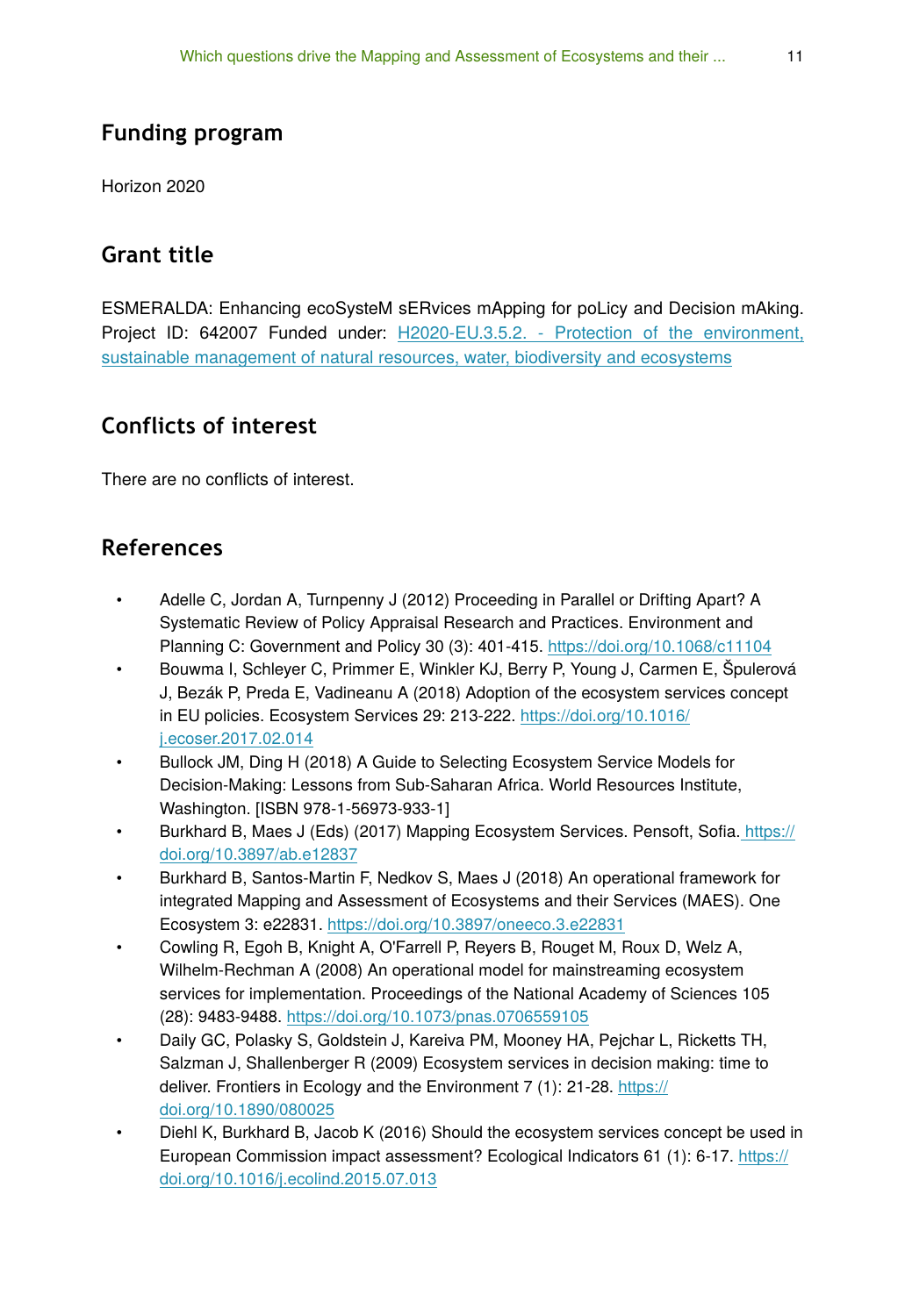## Funding program

Horizon 2020

## Grant title

ESMERALDA: Enhancing ecoSysteM sERvices mApping for poLicy and Decision mAking. Project ID: 642007 Funded under: [H2020-EU.3.5.2. - Protection of the environment, sustainable management of natural resources, water, biodiversity and ecosystems](#)

## Conflicts of interest

There are no conflicts of interest.

## References

- Adelle C, Jordan A, Turnpenny J (2012) Proceeding in Parallel or Drifting Apart? A Systematic Review of Policy Appraisal Research and Practices. Environment and Planning C: Government and Policy 30 (3): 401-415. https://doi.org/10.1068/c11104
- Bouwma I, Schleyer C, Primmer E, Winkler KJ, Berry P, Young J, Carmen E, Špulerová J, Bezák P, Preda E, Vadineanu A (2018) Adoption of the ecosystem services concept in EU policies. Ecosystem Services 29: 213-222. https://doi.org/10.1016/j.ecoser.2017.02.014
- Bullock JM, Ding H (2018) A Guide to Selecting Ecosystem Service Models for Decision-Making: Lessons from Sub-Saharan Africa. World Resources Institute, Washington. [ISBN 978-1-56973-933-1]
- Burkhard B, Maes J (Eds) (2017) Mapping Ecosystem Services. Pensoft, Sofia. https://doi.org/10.3897/ab.e12837
- Burkhard B, Santos-Martin F, Nedkov S, Maes J (2018) An operational framework for integrated Mapping and Assessment of Ecosystems and their Services (MAES). One Ecosystem 3: e22831. https://doi.org/10.3897/oneeco.3.e22831
- Cowling R, Egoh B, Knight A, O'Farrell P, Reyers B, Rouget M, Roux D, Welz A, Wilhelm-Rechman A (2008) An operational model for mainstreaming ecosystem services for implementation. Proceedings of the National Academy of Sciences 105 (28): 9483-9488. https://doi.org/10.1073/pnas.0706559105
- Daily GC, Polasky S, Goldstein J, Kareiva PM, Mooney HA, Pejchar L, Ricketts TH, Salzman J, Shallenberger R (2009) Ecosystem services in decision making: time to deliver. Frontiers in Ecology and the Environment 7 (1): 21-28. https://doi.org/10.1890/080025
- Diehl K, Burkhard B, Jacob K (2016) Should the ecosystem services concept be used in European Commission impact assessment? Ecological Indicators 61 (1): 6-17. https://doi.org/10.1016/j.ecolind.2015.07.013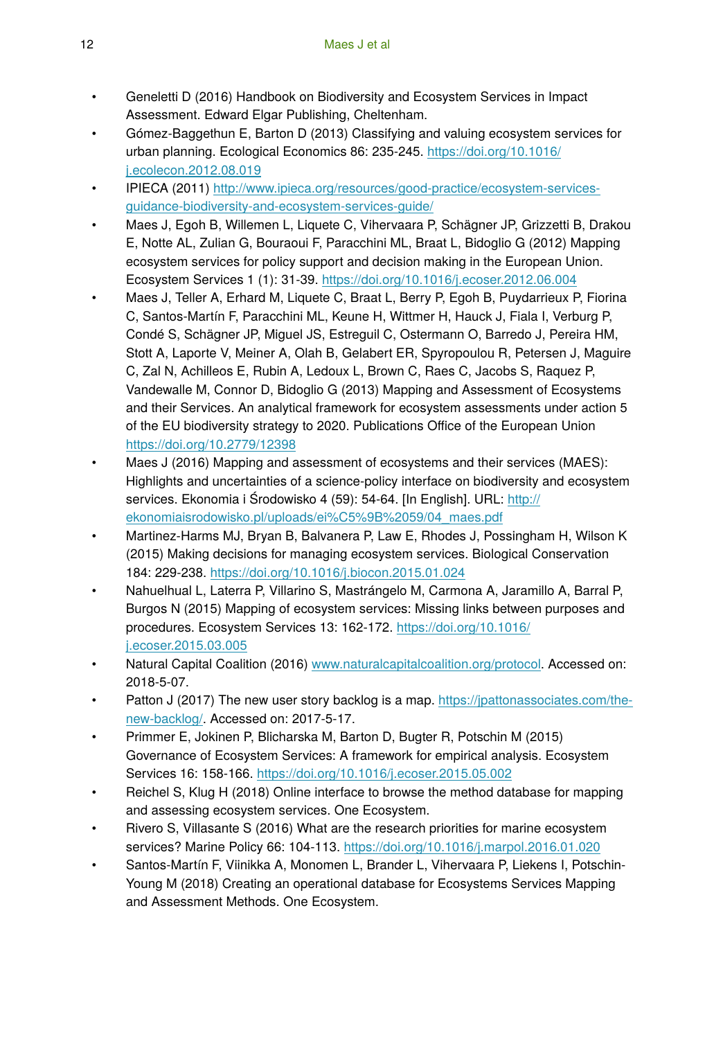- Geneletti D (2016) Handbook on Biodiversity and Ecosystem Services in Impact Assessment. Edward Elgar Publishing, Cheltenham.
- Gómez-Baggethun E, Barton D (2013) Classifying and valuing ecosystem services for urban planning. Ecological Economics 86: 235‑245. https://doi.org/10.1016/j.ecolecon.2012.08.019
- IPIECA (2011) http://www.ipieca.org/resources/good-practice/ecosystem-services-guidance-biodiversity-and-ecosystem-services-guide/
- Maes J, Egoh B, Willemen L, Liquete C, Vihervaara P, Schägner JP, Grizzetti B, Drakou E, Notte AL, Zulian G, Bouraoui F, Paracchini ML, Braat L, Bidoglio G (2012) Mapping ecosystem services for policy support and decision making in the European Union. Ecosystem Services 1 (1): 31‑39. https://doi.org/10.1016/j.ecoser.2012.06.004
- Maes J, Teller A, Erhard M, Liquete C, Braat L, Berry P, Egoh B, Puydarrieux P, Fiorina C, Santos-Martín F, Paracchini ML, Keune H, Wittmer H, Hauck J, Fiala I, Verburg P, Condé S, Schägner JP, Miguel JS, Estreguil C, Ostermann O, Barredo J, Pereira HM, Stott A, Laporte V, Meiner A, Olah B, Gelabert ER, Spyropoulou R, Petersen J, Maguire C, Zal N, Achilleos E, Rubin A, Ledoux L, Brown C, Raes C, Jacobs S, Raquez P, Vandewalle M, Connor D, Bidoglio G (2013) Mapping and Assessment of Ecosystems and their Services. An analytical framework for ecosystem assessments under action 5 of the EU biodiversity strategy to 2020. Publications Office of the European Union https://doi.org/10.2779/12398
- Maes J (2016) Mapping and assessment of ecosystems and their services (MAES): Highlights and uncertainties of a science-policy interface on biodiversity and ecosystem services. Ekonomia i Środowisko 4 (59): 54‑64. [In English]. URL: http://ekonomiaisrodowisko.pl/uploads/ei%C5%9B%2059/04_maes.pdf
- Martinez-Harms MJ, Bryan B, Balvanera P, Law E, Rhodes J, Possingham H, Wilson K (2015) Making decisions for managing ecosystem services. Biological Conservation 184: 229‑238. https://doi.org/10.1016/j.biocon.2015.01.024
- Nahuelhual L, Laterra P, Villarino S, Mastrángelo M, Carmona A, Jaramillo A, Barral P, Burgos N (2015) Mapping of ecosystem services: Missing links between purposes and procedures. Ecosystem Services 13: 162‑172. https://doi.org/10.1016/j.ecoser.2015.03.005
- Natural Capital Coalition (2016) www.naturalcapitalcoalition.org/protocol. Accessed on: 2018-5-07.
- Patton J (2017) The new user story backlog is a map. https://jpattonassociates.com/the-new-backlog/. Accessed on: 2017-5-17.
- Primmer E, Jokinen P, Blicharska M, Barton D, Bugter R, Potschin M (2015) Governance of Ecosystem Services: A framework for empirical analysis. Ecosystem Services 16: 158‑166. https://doi.org/10.1016/j.ecoser.2015.05.002
- Reichel S, Klug H (2018) Online interface to browse the method database for mapping and assessing ecosystem services. One Ecosystem.
- Rivero S, Villasante S (2016) What are the research priorities for marine ecosystem services? Marine Policy 66: 104‑113. https://doi.org/10.1016/j.marpol.2016.01.020
- Santos-Martín F, Viinikka A, Monomen L, Brander L, Vihervaara P, Liekens I, Potschin-Young M (2018) Creating an operational database for Ecosystems Services Mapping and Assessment Methods. One Ecosystem.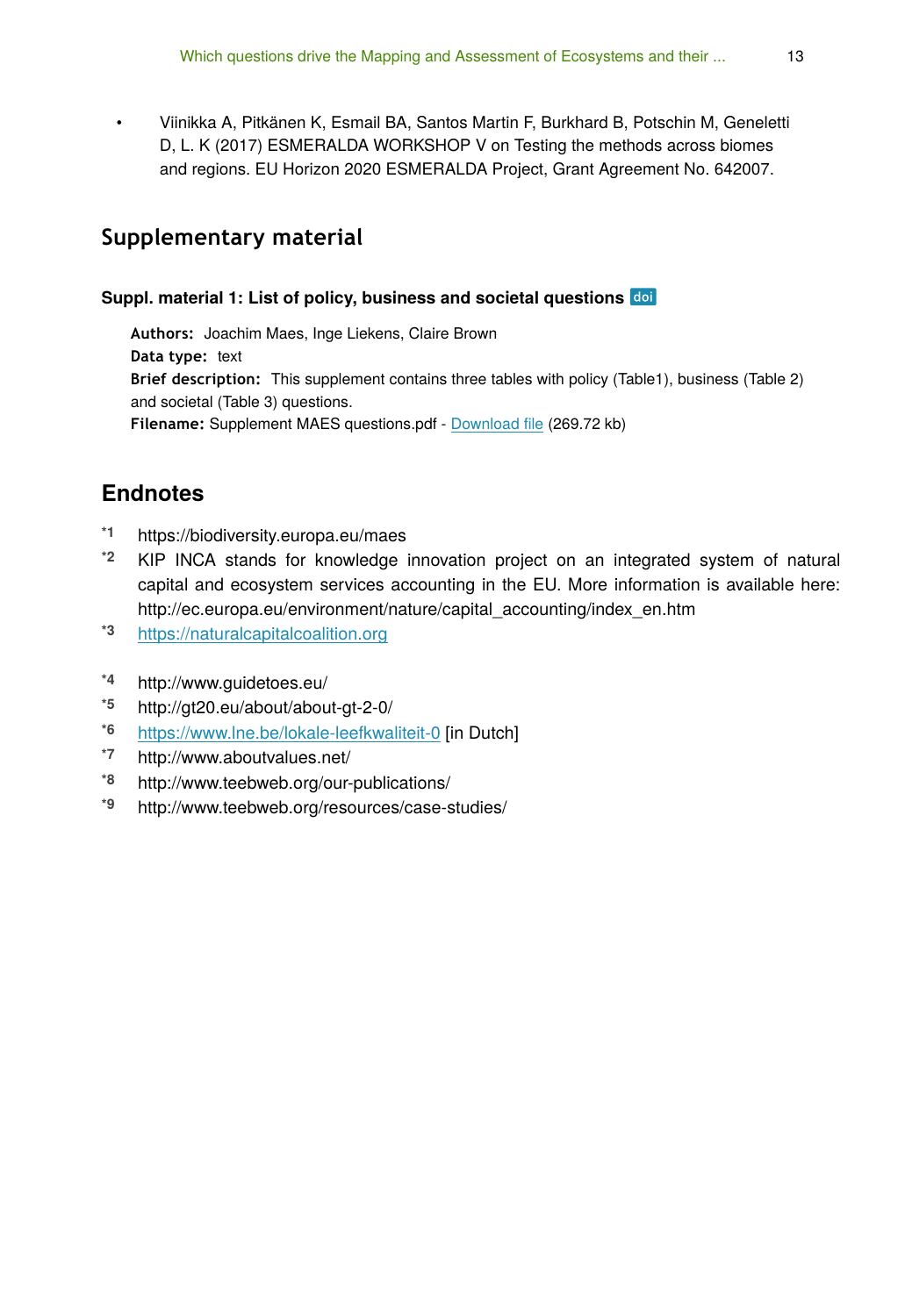- Viinikka A, Pitkänen K, Esmail BA, Santos Martin F, Burkhard B, Potschin M, Geneletti D, L. K (2017) ESMERALDA WORKSHOP V on Testing the methods across biomes and regions. EU Horizon 2020 ESMERALDA Project, Grant Agreement No. 642007.

## Supplementary material

### Suppl. material 1: List of policy, business and societal questions doi

**Authors:** Joachim Maes, Inge Liekens, Claire Brown
**Data type:** text
**Brief description:** This supplement contains three tables with policy (Table1), business (Table 2) and societal (Table 3) questions.
**Filename:** Supplement MAES questions.pdf - Download file (269.72 kb)

## Endnotes

*1 https://biodiversity.europa.eu/maes

*2 KIP INCA stands for knowledge innovation project on an integrated system of natural capital and ecosystem services accounting in the EU. More information is available here: http://ec.europa.eu/environment/nature/capital_accounting/index_en.htm

*3 https://naturalcapitalcoalition.org

*4 http://www.guidetoes.eu/

*5 http://gt20.eu/about/about-gt-2-0/

*6 https://www.lne.be/lokale-leefkwaliteit-0 [in Dutch]

*7 http://www.aboutvalues.net/

*8 http://www.teebweb.org/our-publications/

*9 http://www.teebweb.org/resources/case-studies/